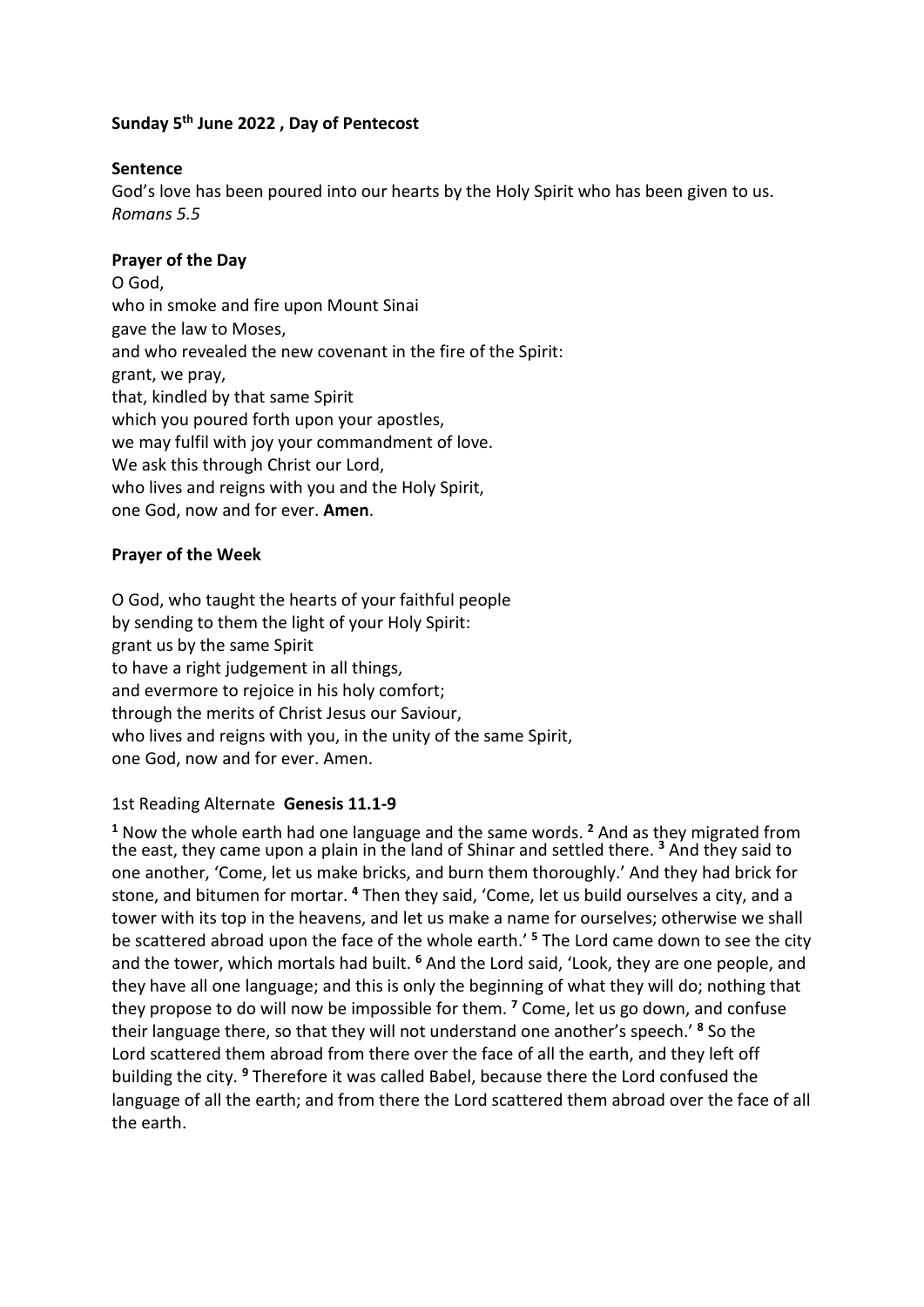**Sunday 5th June 2022 , Day of Pentecost**

**Sentence**

God's love has been poured into our hearts by the Holy Spirit who has been given to us.
*Romans 5.5*

**Prayer of the Day**

O God,
who in smoke and fire upon Mount Sinai
gave the law to Moses,
and who revealed the new covenant in the fire of the Spirit:
grant, we pray,
that, kindled by that same Spirit
which you poured forth upon your apostles,
we may fulfil with joy your commandment of love.
We ask this through Christ our Lord,
who lives and reigns with you and the Holy Spirit,
one God, now and for ever. **Amen**.

**Prayer of the Week**

O God, who taught the hearts of your faithful people
by sending to them the light of your Holy Spirit:
grant us by the same Spirit
to have a right judgement in all things,
and evermore to rejoice in his holy comfort;
through the merits of Christ Jesus our Saviour,
who lives and reigns with you, in the unity of the same Spirit,
one God, now and for ever. Amen.

1st Reading Alternate **Genesis 11.1-9**

**1** Now the whole earth had one language and the same words. **2** And as they migrated from the east, they came upon a plain in the land of Shinar and settled there. **3** And they said to one another, 'Come, let us make bricks, and burn them thoroughly.' And they had brick for stone, and bitumen for mortar. **4** Then they said, 'Come, let us build ourselves a city, and a tower with its top in the heavens, and let us make a name for ourselves; otherwise we shall be scattered abroad upon the face of the whole earth.' **5** The Lord came down to see the city and the tower, which mortals had built. **6** And the Lord said, 'Look, they are one people, and they have all one language; and this is only the beginning of what they will do; nothing that they propose to do will now be impossible for them. **7** Come, let us go down, and confuse their language there, so that they will not understand one another's speech.' **8** So the Lord scattered them abroad from there over the face of all the earth, and they left off building the city. **9** Therefore it was called Babel, because there the Lord confused the language of all the earth; and from there the Lord scattered them abroad over the face of all the earth.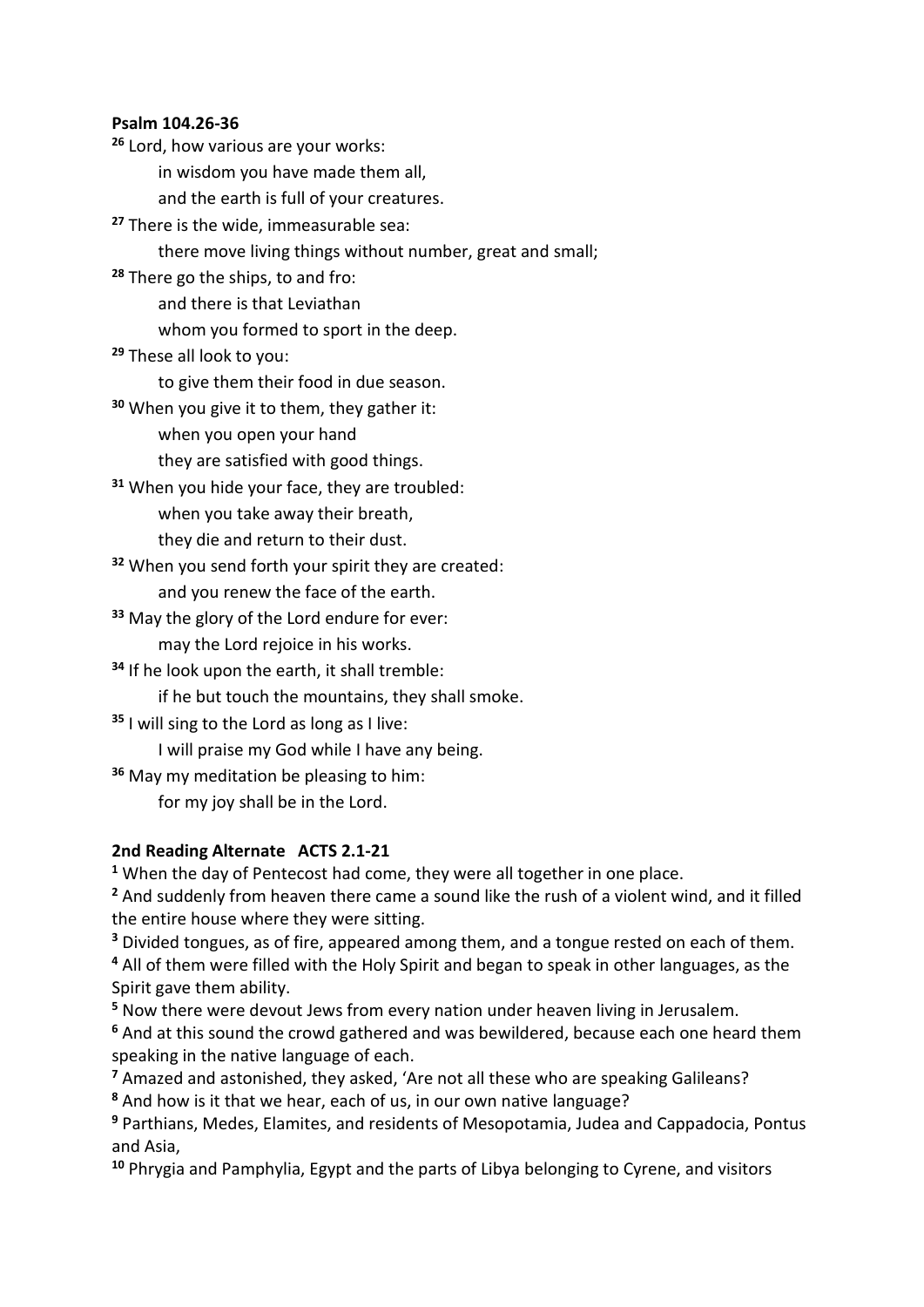**Psalm 104.26-36**

[26] Lord, how various are your works:
    in wisdom you have made them all,
    and the earth is full of your creatures.

[27] There is the wide, immeasurable sea:
    there move living things without number, great and small;

[28] There go the ships, to and fro:
    and there is that Leviathan
    whom you formed to sport in the deep.

[29] These all look to you:
    to give them their food in due season.

[30] When you give it to them, they gather it:
    when you open your hand
    they are satisfied with good things.

[31] When you hide your face, they are troubled:
    when you take away their breath,
    they die and return to their dust.

[32] When you send forth your spirit they are created:
    and you renew the face of the earth.

[33] May the glory of the Lord endure for ever:
    may the Lord rejoice in his works.

[34] If he look upon the earth, it shall tremble:
    if he but touch the mountains, they shall smoke.

[35] I will sing to the Lord as long as I live:
    I will praise my God while I have any being.

[36] May my meditation be pleasing to him:
    for my joy shall be in the Lord.

**2nd Reading Alternate ACTS 2.1-21**

[1] When the day of Pentecost had come, they were all together in one place.
[2] And suddenly from heaven there came a sound like the rush of a violent wind, and it filled the entire house where they were sitting.
[3] Divided tongues, as of fire, appeared among them, and a tongue rested on each of them.
[4] All of them were filled with the Holy Spirit and began to speak in other languages, as the Spirit gave them ability.
[5] Now there were devout Jews from every nation under heaven living in Jerusalem.
[6] And at this sound the crowd gathered and was bewildered, because each one heard them speaking in the native language of each.
[7] Amazed and astonished, they asked, 'Are not all these who are speaking Galileans?
[8] And how is it that we hear, each of us, in our own native language?
[9] Parthians, Medes, Elamites, and residents of Mesopotamia, Judea and Cappadocia, Pontus and Asia,
[10] Phrygia and Pamphylia, Egypt and the parts of Libya belonging to Cyrene, and visitors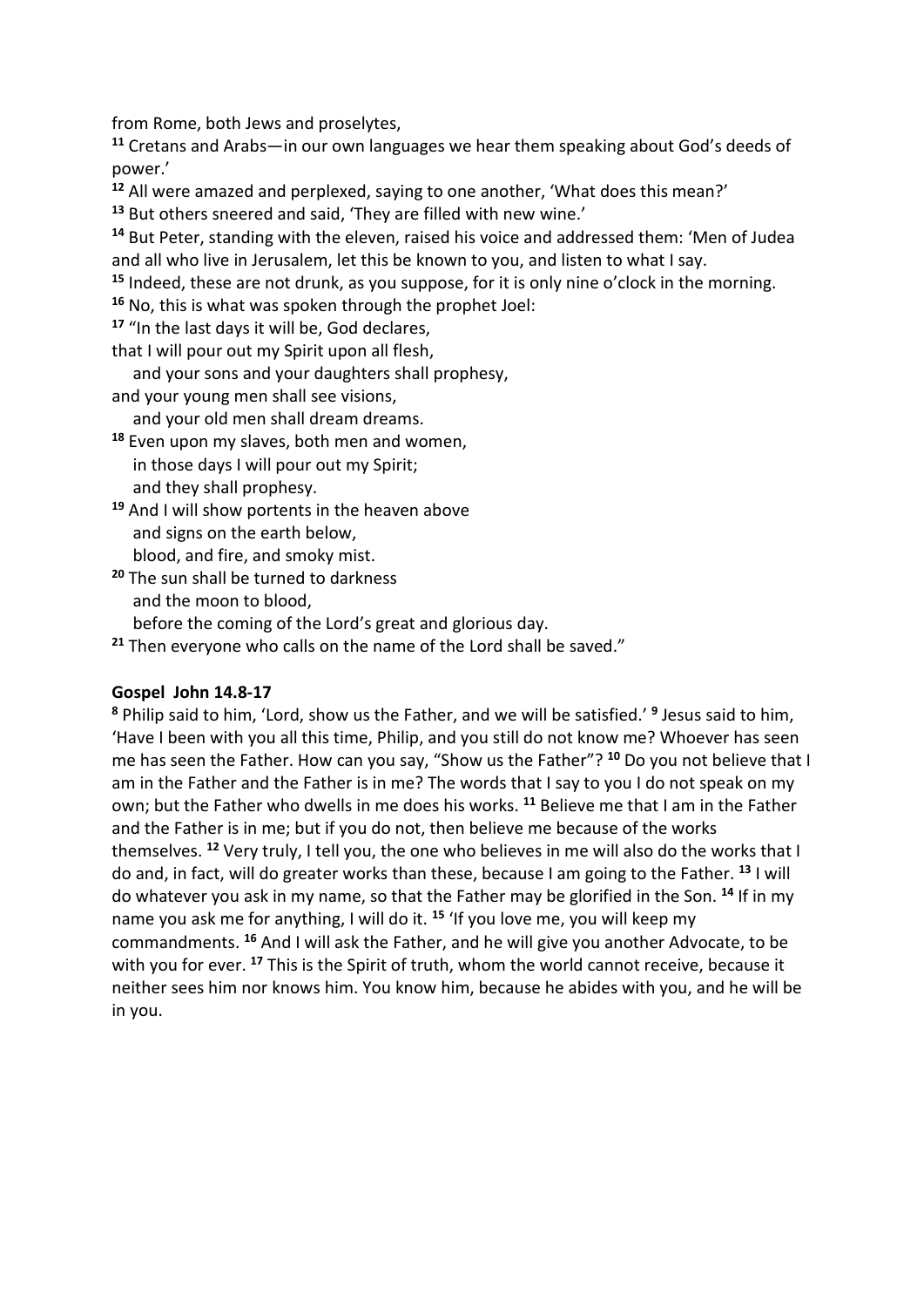from Rome, both Jews and proselytes,

[11] Cretans and Arabs—in our own languages we hear them speaking about God's deeds of power.'

[12] All were amazed and perplexed, saying to one another, 'What does this mean?'

[13] But others sneered and said, 'They are filled with new wine.'

[14] But Peter, standing with the eleven, raised his voice and addressed them: 'Men of Judea and all who live in Jerusalem, let this be known to you, and listen to what I say.

[15] Indeed, these are not drunk, as you suppose, for it is only nine o'clock in the morning.

[16] No, this is what was spoken through the prophet Joel:

[17] "In the last days it will be, God declares,
that I will pour out my Spirit upon all flesh,
 and your sons and your daughters shall prophesy,
and your young men shall see visions,
 and your old men shall dream dreams.

[18] Even upon my slaves, both men and women,
 in those days I will pour out my Spirit;
 and they shall prophesy.

[19] And I will show portents in the heaven above
 and signs on the earth below,
 blood, and fire, and smoky mist.

[20] The sun shall be turned to darkness
 and the moon to blood,
 before the coming of the Lord's great and glorious day.

[21] Then everyone who calls on the name of the Lord shall be saved."

**Gospel John 14.8-17**

[8] Philip said to him, 'Lord, show us the Father, and we will be satisfied.' [9] Jesus said to him, 'Have I been with you all this time, Philip, and you still do not know me? Whoever has seen me has seen the Father. How can you say, "Show us the Father"? [10] Do you not believe that I am in the Father and the Father is in me? The words that I say to you I do not speak on my own; but the Father who dwells in me does his works. [11] Believe me that I am in the Father and the Father is in me; but if you do not, then believe me because of the works themselves. [12] Very truly, I tell you, the one who believes in me will also do the works that I do and, in fact, will do greater works than these, because I am going to the Father. [13] I will do whatever you ask in my name, so that the Father may be glorified in the Son. [14] If in my name you ask me for anything, I will do it. [15] 'If you love me, you will keep my commandments. [16] And I will ask the Father, and he will give you another Advocate, to be with you for ever. [17] This is the Spirit of truth, whom the world cannot receive, because it neither sees him nor knows him. You know him, because he abides with you, and he will be in you.